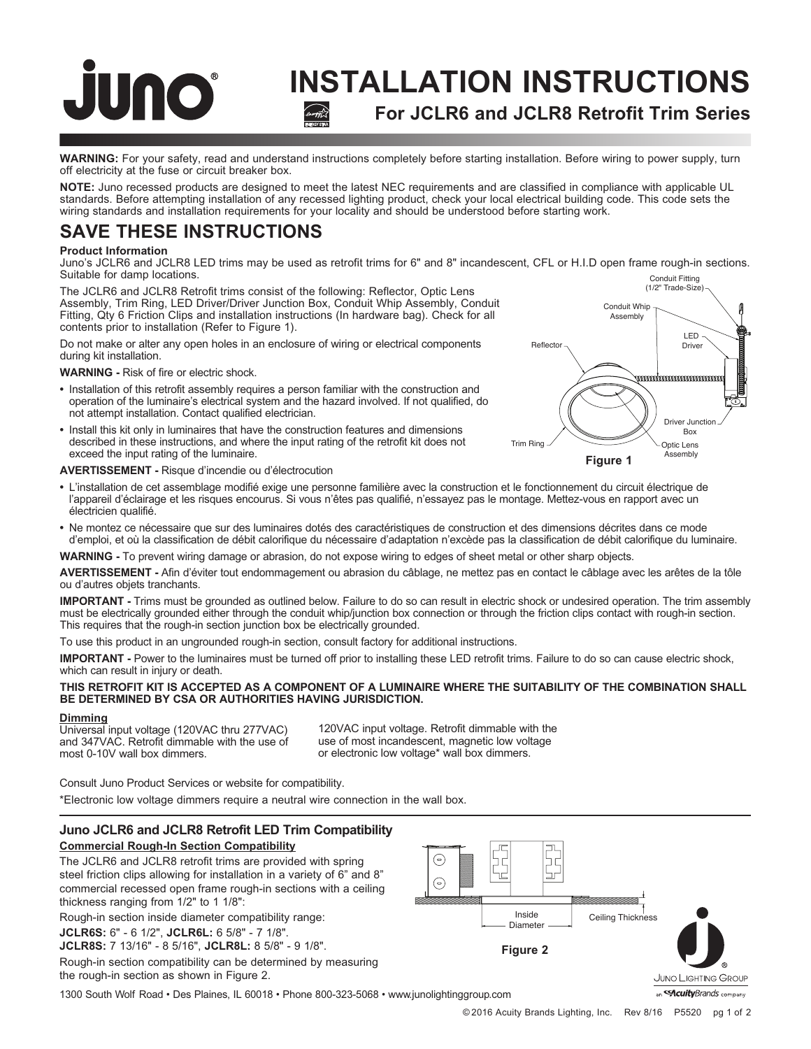# INSTALLATION INSTRUCTIONS

## For JCLR6 and JCLR8 Retrofit Trim Series

**WARNING:** For your safety, read and understand instructions completely before starting installation. Before wiring to power supply, turn off electricity at the fuse or circuit breaker box.

**NOTE:** Juno recessed products are designed to meet the latest NEC requirements and are classified in compliance with applicable UL standards. Before attempting installation of any recessed lighting product, check your local electrical building code. This code sets the wiring standards and installation requirements for your locality and should be understood before starting work.

## SAVE THESE INSTRUCTIONS

**Product Information**

Juno's JCLR6 and JCLR8 LED trims may be used as retrofit trims for 6" and 8" incandescent, CFL or H.I.D open frame rough-in sections. Suitable for damp locations.

The JCLR6 and JCLR8 Retrofit trims consist of the following: Reflector, Optic Lens Assembly, Trim Ring, LED Driver/Driver Junction Box, Conduit Whip Assembly, Conduit Fitting, Qty 6 Friction Clips and installation instructions (In hardware bag). Check for all contents prior to installation (Refer to Figure 1).

Do not make or alter any open holes in an enclosure of wiring or electrical components during kit installation.

**WARNING -** Risk of fire or electric shock.

- Installation of this retrofit assembly requires a person familiar with the construction and operation of the luminaire's electrical system and the hazard involved. If not qualified, do not attempt installation. Contact qualified electrician.
- Install this kit only in luminaires that have the construction features and dimensions described in these instructions, and where the input rating of the retrofit kit does not exceed the input rating of the luminaire.

Conduit Fitting (1/2" Trade-Size), Conduit Whip Assembly, LED Driver, Reflector, Driver Junction Box, Trim Ring, Optic Lens Assembly

**Figure 1**

**AVERTISSEMENT -** Risque d'incendie ou d'électrocution

- L'installation de cet assemblage modifié exige une personne familière avec la construction et le fonctionnement du circuit électrique de l'appareil d'éclairage et les risques encourus. Si vous n'êtes pas qualifié, n'essayez pas le montage. Mettez-vous en rapport avec un électricien qualifié.
- Ne montez ce nécessaire que sur des luminaires dotés des caractéristiques de construction et des dimensions décrites dans ce mode d'emploi, et où la classification de débit calorifique du nécessaire d'adaptation n'excède pas la classification de débit calorifique du luminaire.

**WARNING -** To prevent wiring damage or abrasion, do not expose wiring to edges of sheet metal or other sharp objects.

**AVERTISSEMENT -** Afin d'éviter tout endommagement ou abrasion du câblage, ne mettez pas en contact le câblage avec les arêtes de la tôle ou d'autres objets tranchants.

**IMPORTANT -** Trims must be grounded as outlined below. Failure to do so can result in electric shock or undesired operation. The trim assembly must be electrically grounded either through the conduit whip/junction box connection or through the friction clips contact with rough-in section. This requires that the rough-in section junction box be electrically grounded.

To use this product in an ungrounded rough-in section, consult factory for additional instructions.

**IMPORTANT -** Power to the luminaires must be turned off prior to installing these LED retrofit trims. Failure to do so can cause electric shock, which can result in injury or death.

**THIS RETROFIT KIT IS ACCEPTED AS A COMPONENT OF A LUMINAIRE WHERE THE SUITABILITY OF THE COMBINATION SHALL BE DETERMINED BY CSA OR AUTHORITIES HAVING JURISDICTION.**

**Dimming**

Universal input voltage (120VAC thru 277VAC) and 347VAC. Retrofit dimmable with the use of most 0-10V wall box dimmers.

120VAC input voltage. Retrofit dimmable with the use of most incandescent, magnetic low voltage or electronic low voltage* wall box dimmers.

Consult Juno Product Services or website for compatibility.

*Electronic low voltage dimmers require a neutral wire connection in the wall box.

### Juno JCLR6 and JCLR8 Retrofit LED Trim Compatibility

**Commercial Rough-In Section Compatibility**

The JCLR6 and JCLR8 retrofit trims are provided with spring steel friction clips allowing for installation in a variety of 6" and 8" commercial recessed open frame rough-in sections with a ceiling thickness ranging from 1/2" to 1 1/8":

Rough-in section inside diameter compatibility range:

**JCLR6S:** 6" - 6 1/2", **JCLR6L:** 6 5/8" - 7 1/8".
**JCLR8S:** 7 13/16" - 8 5/16", **JCLR8L:** 8 5/8" - 9 1/8".

Rough-in section compatibility can be determined by measuring the rough-in section as shown in Figure 2.

Inside Diameter, Ceiling Thickness

**Figure 2**

1300 South Wolf Road • Des Plaines, IL 60018 • Phone 800-323-5068 • www.junolightinggroup.com

© 2016 Acuity Brands Lighting, Inc. Rev 8/16 P5520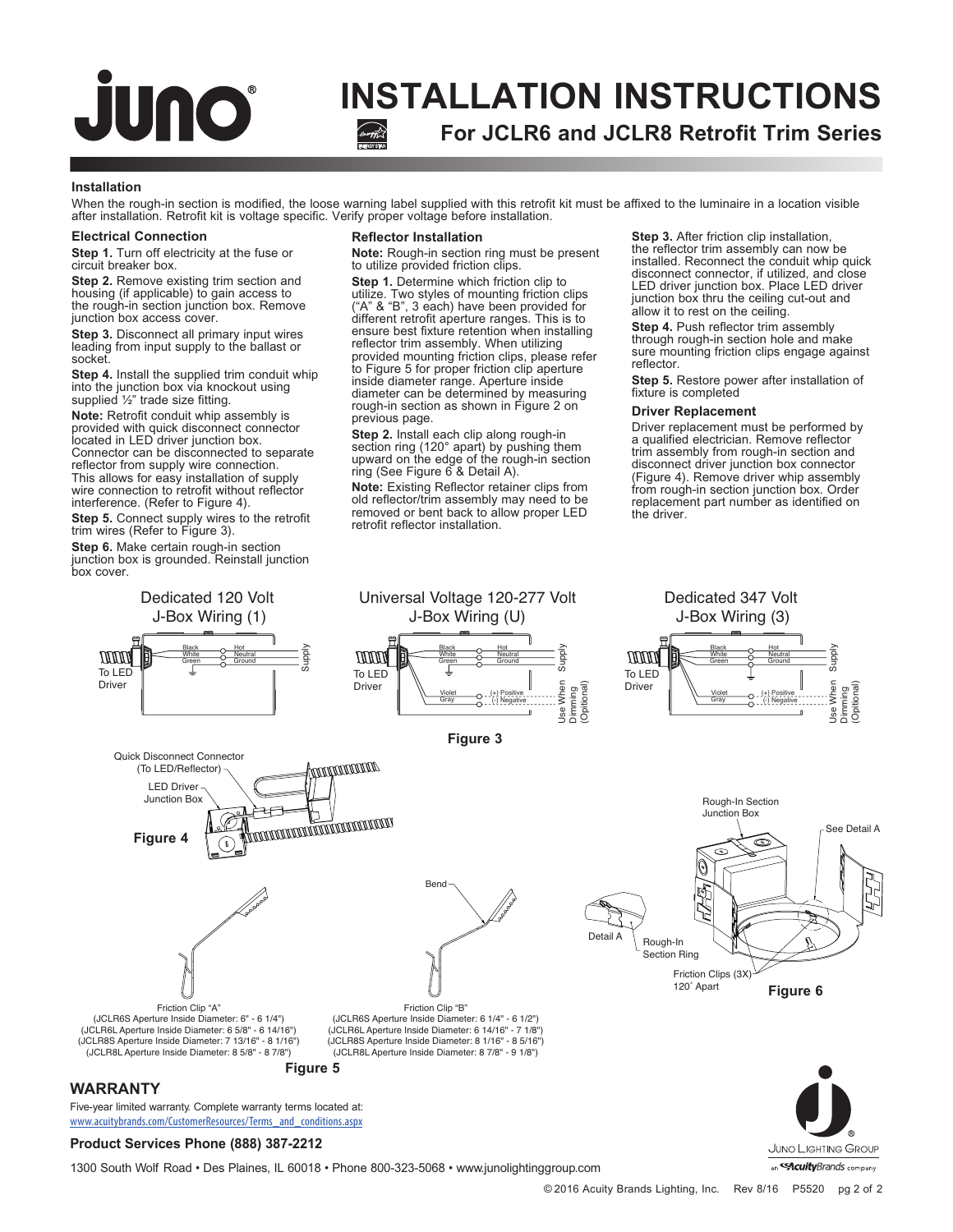# INSTALLATION INSTRUCTIONS

## For JCLR6 and JCLR8 Retrofit Trim Series

### Installation

When the rough-in section is modified, the loose warning label supplied with this retrofit kit must be affixed to the luminaire in a location visible after installation. Retrofit kit is voltage specific. Verify proper voltage before installation.

### Electrical Connection

**Step 1.** Turn off electricity at the fuse or circuit breaker box.

**Step 2.** Remove existing trim section and housing (if applicable) to gain access to the rough-in section junction box. Remove junction box access cover.

**Step 3.** Disconnect all primary input wires leading from input supply to the ballast or socket.

**Step 4.** Install the supplied trim conduit whip into the junction box via knockout using supplied ½" trade size fitting.

**Note:** Retrofit conduit whip assembly is provided with quick disconnect connector located in LED driver junction box. Connector can be disconnected to separate reflector from supply wire connection. This allows for easy installation of supply wire connection to retrofit without reflector interference. (Refer to Figure 4).

**Step 5.** Connect supply wires to the retrofit trim wires (Refer to Figure 3).

**Step 6.** Make certain rough-in section junction box is grounded. Reinstall junction box cover.

### Reflector Installation

**Note:** Rough-in section ring must be present to utilize provided friction clips.

**Step 1.** Determine which friction clip to utilize. Two styles of mounting friction clips ("A" & "B", 3 each) have been provided for different retrofit aperture ranges. This is to ensure best fixture retention when installing reflector trim assembly. When utilizing provided mounting friction clips, please refer to Figure 5 for proper friction clip aperture inside diameter range. Aperture inside diameter can be determined by measuring rough-in section as shown in Figure 2 on previous page.

**Step 2.** Install each clip along rough-in section ring (120° apart) by pushing them upward on the edge of the rough-in section ring (See Figure 6 & Detail A).

**Note:** Existing Reflector retainer clips from old reflector/trim assembly may need to be removed or bent back to allow proper LED retrofit reflector installation.

**Step 3.** After friction clip installation, the reflector trim assembly can now be installed. Reconnect the conduit whip quick disconnect connector, if utilized, and close LED driver junction box. Place LED driver junction box thru the ceiling cut-out and allow it to rest on the ceiling.

**Step 4.** Push reflector trim assembly through rough-in section hole and make sure mounting friction clips engage against reflector.

**Step 5.** Restore power after installation of fixture is completed

### Driver Replacement

Driver replacement must be performed by a qualified electrician. Remove reflector trim assembly from rough-in section and disconnect driver junction box connector (Figure 4). Remove driver whip assembly from rough-in section junction box. Order replacement part number as identified on the driver.

Dedicated 120 Volt J-Box Wiring (1)

To LED Driver — Black / Hot; White / Neutral; Green / Ground — Supply

Universal Voltage 120-277 Volt J-Box Wiring (U)

To LED Driver — Black / Hot; White / Neutral; Green / Ground — Supply; Violet / (+) Positive; Gray / (-) Negative — Use When Dimming (Optional)

Dedicated 347 Volt J-Box Wiring (3)

To LED Driver — Black / Hot; White / Neutral; Green / Ground — Supply; Violet / (+) Positive; Gray / (-) Negative — Use When Dimming (Optional)

**Figure 3**

Quick Disconnect Connector (To LED/Reflector)

LED Driver Junction Box

**Figure 4**

Friction Clip "A"
(JCLR6S Aperture Inside Diameter: 6" - 6 1/4")
(JCLR6L Aperture Inside Diameter: 6 5/8" - 6 14/16")
(JCLR8S Aperture Inside Diameter: 7 13/16" - 8 1/16")
(JCLR8L Aperture Inside Diameter: 8 5/8" - 8 7/8")

Bend

Friction Clip "B"
(JCLR6S Aperture Inside Diameter: 6 1/4" - 6 1/2")
(JCLR6L Aperture Inside Diameter: 6 14/16" - 7 1/8")
(JCLR8S Aperture Inside Diameter: 8 1/16" - 8 5/16")
(JCLR8L Aperture Inside Diameter: 8 7/8" - 9 1/8")

**Figure 5**

Rough-In Section Junction Box

See Detail A

Detail A

Rough-In Section Ring

Friction Clips (3X) 120° Apart

**Figure 6**

## WARRANTY

Five-year limited warranty. Complete warranty terms located at:
www.acuitybrands.com/CustomerResources/Terms_and_conditions.aspx

**Product Services Phone (888) 387-2212**

1300 South Wolf Road • Des Plaines, IL 60018 • Phone 800-323-5068 • www.junolightinggroup.com

Juno Lighting Group — an Acuity Brands company

© 2016 Acuity Brands Lighting, Inc. Rev 8/16 P5520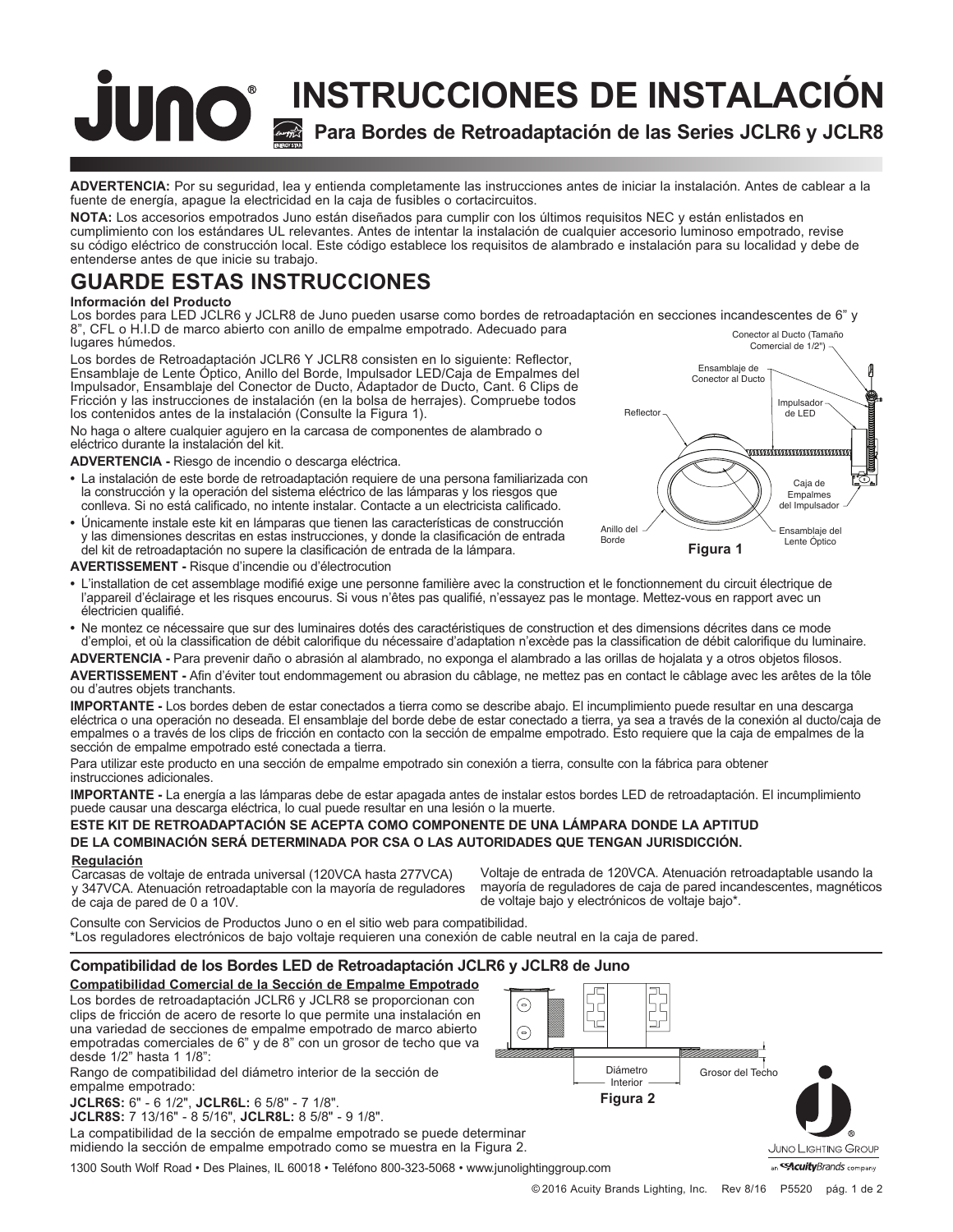# INSTRUCCIONES DE INSTALACIÓN

## Para Bordes de Retroadaptación de las Series JCLR6 y JCLR8

**ADVERTENCIA:** Por su seguridad, lea y entienda completamente las instrucciones antes de iniciar la instalación. Antes de cablear a la fuente de energía, apague la electricidad en la caja de fusibles o cortacircuitos.

**NOTA:** Los accesorios empotrados Juno están diseñados para cumplir con los últimos requisitos NEC y están enlistados en cumplimiento con los estándares UL relevantes. Antes de intentar la instalación de cualquier accesorio luminoso empotrado, revise su código eléctrico de construcción local. Este código establece los requisitos de alambrado e instalación para su localidad y debe de entenderse antes de que inicie su trabajo.

## GUARDE ESTAS INSTRUCCIONES

### Información del Producto

Los bordes para LED JCLR6 y JCLR8 de Juno pueden usarse como bordes de retroadaptación en secciones incandescentes de 6" y 8", CFL o H.I.D de marco abierto con anillo de empalme empotrado. Adecuado para lugares húmedos.

Los bordes de Retroadaptación JCLR6 Y JCLR8 consisten en lo siguiente: Reflector, Ensamblaje de Lente Óptico, Anillo del Borde, Impulsador LED/Caja de Empalmes del Impulsador, Ensamblaje del Conector de Ducto, Adaptador de Ducto, Cant. 6 Clips de Fricción y las instrucciones de instalación (en la bolsa de herrajes). Compruebe todos los contenidos antes de la instalación (Consulte la Figura 1).

No haga o altere cualquier agujero en la carcasa de componentes de alambrado o eléctrico durante la instalación del kit.

Conector al Ducto (Tamaño Comercial de 1/2")
Ensamblaje de Conector al Ducto
Impulsador de LED
Reflector
Caja de Empalmes del Impulsador
Anillo del Borde
Ensamblaje del Lente Óptico

**Figura 1**

**ADVERTENCIA -** Riesgo de incendio o descarga eléctrica.

- La instalación de este borde de retroadaptación requiere de una persona familiarizada con la construcción y la operación del sistema eléctrico de las lámparas y los riesgos que conlleva. Si no está calificado, no intente instalar. Contacte a un electricista calificado.
- Únicamente instale este kit en lámparas que tienen las características de construcción y las dimensiones descritas en estas instrucciones, y donde la clasificación de entrada del kit de retroadaptación no supere la clasificación de entrada de la lámpara.

**AVERTISSEMENT -** Risque d'incendie ou d'électrocution

- L'installation de cet assemblage modifié exige une personne familière avec la construction et le fonctionnement du circuit électrique de l'appareil d'éclairage et les risques encourus. Si vous n'êtes pas qualifié, n'essayez pas le montage. Mettez-vous en rapport avec un électricien qualifié.
- Ne montez ce nécessaire que sur des luminaires dotés des caractéristiques de construction et des dimensions décrites dans ce mode d'emploi, et où la classification de débit calorifique du nécessaire d'adaptation n'excède pas la classification de débit calorifique du luminaire.

**ADVERTENCIA -** Para prevenir daño o abrasión al alambrado, no exponga el alambrado a las orillas de hojalata y a otros objetos filosos.

**AVERTISSEMENT -** Afin d'éviter tout endommagement ou abrasion du câblage, ne mettez pas en contact le câblage avec les arêtes de la tôle ou d'autres objets tranchants.

**IMPORTANTE -** Los bordes deben de estar conectados a tierra como se describe abajo. El incumplimiento puede resultar en una descarga eléctrica o una operación no deseada. El ensamblaje del borde debe de estar conectado a tierra, ya sea a través de la conexión al ducto/caja de empalmes o a través de los clips de fricción en contacto con la sección de empalme empotrado. Esto requiere que la caja de empalmes de la sección de empalme empotrado esté conectada a tierra.

Para utilizar este producto en una sección de empalme empotrado sin conexión a tierra, consulte con la fábrica para obtener instrucciones adicionales.

**IMPORTANTE -** La energía a las lámparas debe de estar apagada antes de instalar estos bordes LED de retroadaptación. El incumplimiento puede causar una descarga eléctrica, lo cual puede resultar en una lesión o la muerte.

**ESTE KIT DE RETROADAPTACIÓN SE ACEPTA COMO COMPONENTE DE UNA LÁMPARA DONDE LA APTITUD DE LA COMBINACIÓN SERÁ DETERMINADA POR CSA O LAS AUTORIDADES QUE TENGAN JURISDICCIÓN.**

**Regulación**

Carcasas de voltaje de entrada universal (120VCA hasta 277VCA) y 347VCA. Atenuación retroadaptable con la mayoría de reguladores de caja de pared de 0 a 10V.

Voltaje de entrada de 120VCA. Atenuación retroadaptable usando la mayoría de reguladores de caja de pared incandescentes, magnéticos de voltaje bajo y electrónicos de voltaje bajo*.

Consulte con Servicios de Productos Juno o en el sitio web para compatibilidad.
*Los reguladores electrónicos de bajo voltaje requieren una conexión de cable neutral en la caja de pared.

### Compatibilidad de los Bordes LED de Retroadaptación JCLR6 y JCLR8 de Juno

**Compatibilidad Comercial de la Sección de Empalme Empotrado**

Los bordes de retroadaptación JCLR6 y JCLR8 se proporcionan con clips de fricción de acero de resorte lo que permite una instalación en una variedad de secciones de empalme empotrado de marco abierto empotradas comerciales de 6" y de 8" con un grosor de techo que va desde 1/2" hasta 1 1/8":

Rango de compatibilidad del diámetro interior de la sección de empalme empotrado:

**JCLR6S:** 6" - 6 1/2", **JCLR6L:** 6 5/8" - 7 1/8".
**JCLR8S:** 7 13/16" - 8 5/16", **JCLR8L:** 8 5/8" - 9 1/8".

La compatibilidad de la sección de empalme empotrado se puede determinar midiendo la sección de empalme empotrado como se muestra en la Figura 2.

Diámetro Interior
Grosor del Techo

**Figura 2**

1300 South Wolf Road • Des Plaines, IL 60018 • Teléfono 800-323-5068 • www.junolightinggroup.com

© 2016 Acuity Brands Lighting, Inc. Rev 8/16 P5520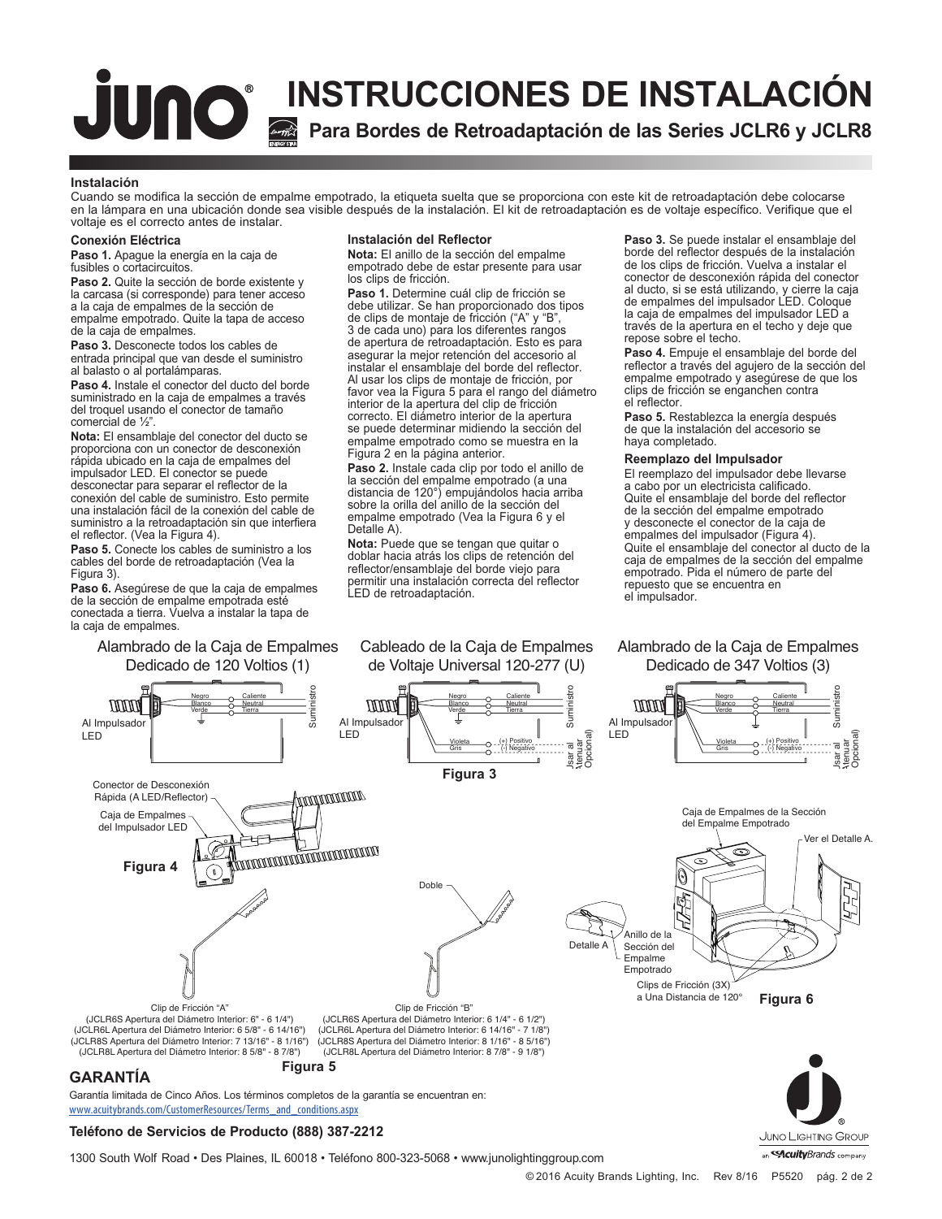# INSTRUCCIONES DE INSTALACIÓN

## Para Bordes de Retroadaptación de las Series JCLR6 y JCLR8

### Instalación

Cuando se modifica la sección de empalme empotrado, la etiqueta suelta que se proporciona con este kit de retroadaptación debe colocarse en la lámpara en una ubicación donde sea visible después de la instalación. El kit de retroadaptación es de voltaje específico. Verifique que el voltaje es el correcto antes de instalar.

### Conexión Eléctrica

**Paso 1.** Apague la energía en la caja de fusibles o cortacircuitos.

**Paso 2.** Quite la sección de borde existente y la carcasa (si corresponde) para tener acceso a la caja de empalmes de la sección de empalme empotrado. Quite la tapa de acceso de la caja de empalmes.

**Paso 3.** Desconecte todos los cables de entrada principal que van desde el suministro al balasto o al portalámparas.

**Paso 4.** Instale el conector del ducto del borde suministrado en la caja de empalmes a través del troquel usando el conector de tamaño comercial de ½".

**Nota:** El ensamblaje del conector del ducto se proporciona con un conector de desconexión rápida ubicado en la caja de empalmes del impulsador LED. El conector se puede desconectar para separar el reflector de la conexión del cable de suministro. Esto permite una instalación fácil de la conexión del cable de suministro a la retroadaptación sin que interfiera el reflector. (Vea la Figura 4).

**Paso 5.** Conecte los cables de suministro a los cables del borde de retroadaptación (Vea la Figura 3).

**Paso 6.** Asegúrese de que la caja de empalmes de la sección de empalme empotrada esté conectada a tierra. Vuelva a instalar la tapa de la caja de empalmes.

### Instalación del Reflector

**Nota:** El anillo de la sección del empalme empotrado debe de estar presente para usar los clips de fricción.

**Paso 1.** Determine cuál clip de fricción se debe utilizar. Se han proporcionado dos tipos de clips de montaje de fricción ("A" y "B", 3 de cada uno) para los diferentes rangos de apertura de retroadaptación. Esto es para asegurar la mejor retención del accesorio al instalar el ensamblaje del borde del reflector. Al usar los clips de montaje de fricción, por favor vea la Figura 5 para el rango del diámetro interior de la apertura del clip de fricción correcto. El diámetro interior de la apertura se puede determinar midiendo la sección del empalme empotrado como se muestra en la Figura 2 en la página anterior.

**Paso 2.** Instale cada clip por todo el anillo de la sección del empalme empotrado (a una distancia de 120°) empujándolos hacia arriba sobre la orilla del anillo de la sección del empalme empotrado (Vea la Figura 6 y el Detalle A).

**Nota:** Puede que se tengan que quitar o doblar hacia atrás los clips de retención del reflector/ensamblaje del borde viejo para permitir una instalación correcta del reflector LED de retroadaptación.

**Paso 3.** Se puede instalar el ensamblaje del borde del reflector después de la instalación de los clips de fricción. Vuelva a instalar el conector de desconexión rápida del conector al ducto, si se está utilizando, y cierre la caja de empalmes del impulsador LED. Coloque la caja de empalmes del impulsador LED a través de la apertura en el techo y deje que repose sobre el techo.

**Paso 4.** Empuje el ensamblaje del borde del reflector a través del agujero de la sección del empalme empotrado y asegúrese de que los clips de fricción se enganchen contra el reflector.

**Paso 5.** Restablezca la energía después de que la instalación del accesorio se haya completado.

### Reemplazo del Impulsador

El reemplazo del impulsador debe llevarse a cabo por un electricista calificado. Quite el ensamblaje del borde del reflector de la sección del empalme empotrado y desconecte el conector de la caja de empalmes del impulsador (Figura 4). Quite el ensamblaje del conector al ducto de la caja de empalmes de la sección del empalme empotrado. Pida el número de parte del repuesto que se encuentra en el impulsador.

Alambrado de la Caja de Empalmes Dedicado de 120 Voltios (1)

Negro / Caliente
Blanco / Neutral
Verde / Tierra
Suministro
Al Impulsador LED

Cableado de la Caja de Empalmes de Voltaje Universal 120-277 (U)

Negro / Caliente
Blanco / Neutral
Verde / Tierra
Suministro
Al Impulsador LED
Violeta / (+) Positivo
Gris / (-) Negativo
Usar al Atenuar (Opcional)

Alambrado de la Caja de Empalmes Dedicado de 347 Voltios (3)

Negro / Caliente
Blanco / Neutral
Verde / Tierra
Suministro
Al Impulsador LED
Violeta / (+) Positivo
Gris / (-) Negativo
Usar al Atenuar (Opcional)

**Figura 3**

Conector de Desconexión Rápida (A LED/Reflector)
Caja de Empalmes del Impulsador LED

**Figura 4**

Doble

Clip de Fricción "A"
(JCLR6S Apertura del Diámetro Interior: 6" - 6 1/4")
(JCLR6L Apertura del Diámetro Interior: 6 5/8" - 6 14/16")
(JCLR8S Apertura del Diámetro Interior: 7 13/16" - 8 1/16")
(JCLR8L Apertura del Diámetro Interior: 8 5/8" - 8 7/8")

Clip de Fricción "B"
(JCLR6S Apertura del Diámetro Interior: 6 1/4" - 6 1/2")
(JCLR6L Apertura del Diámetro Interior: 6 14/16" - 7 1/8")
(JCLR8S Apertura del Diámetro Interior: 8 1/16" - 8 5/16")
(JCLR8L Apertura del Diámetro Interior: 8 7/8" - 9 1/8")

**Figura 5**

Caja de Empalmes de la Sección del Empalme Empotrado
Ver el Detalle A.
Detalle A
Anillo de la Sección del Empalme Empotrado
Clips de Fricción (3X) a Una Distancia de 120°

**Figura 6**

## GARANTÍA

Garantía limitada de Cinco Años. Los términos completos de la garantía se encuentran en: www.acuitybrands.com/CustomerResources/Terms_and_conditions.aspx

**Teléfono de Servicios de Producto (888) 387-2212**

1300 South Wolf Road • Des Plaines, IL 60018 • Teléfono 800-323-5068 • www.junolightinggroup.com

JUNO LIGHTING GROUP
an AcuityBrands company

© 2016 Acuity Brands Lighting, Inc. Rev 8/16 P5520